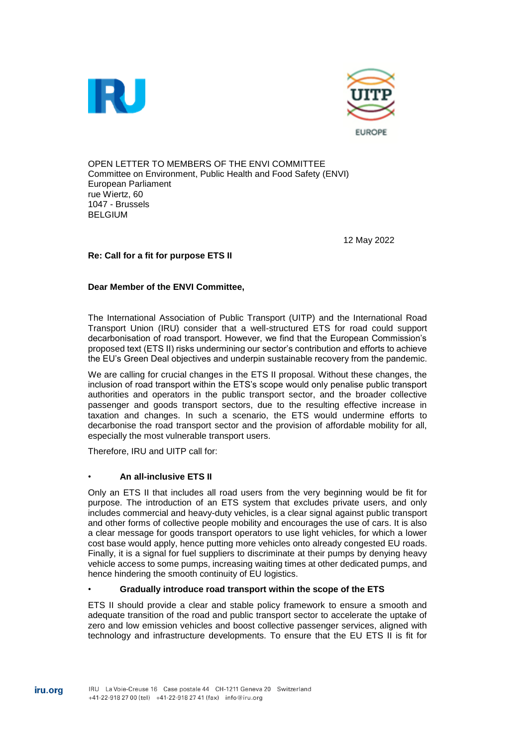OPEN LETTER TO MEMBERS OF THE ENVI COMMITTEE
Committee on Environment, Public Health and Food Safety (ENVI)
European Parliament
rue Wiertz, 60
1047 - Brussels
BELGIUM

12 May 2022

**Re: Call for a fit for purpose ETS II**

**Dear Member of the ENVI Committee,**

The International Association of Public Transport (UITP) and the International Road Transport Union (IRU) consider that a well-structured ETS for road could support decarbonisation of road transport. However, we find that the European Commission's proposed text (ETS II) risks undermining our sector's contribution and efforts to achieve the EU's Green Deal objectives and underpin sustainable recovery from the pandemic.

We are calling for crucial changes in the ETS II proposal. Without these changes, the inclusion of road transport within the ETS's scope would only penalise public transport authorities and operators in the public transport sector, and the broader collective passenger and goods transport sectors, due to the resulting effective increase in taxation and changes. In such a scenario, the ETS would undermine efforts to decarbonise the road transport sector and the provision of affordable mobility for all, especially the most vulnerable transport users.

Therefore, IRU and UITP call for:

- **An all-inclusive ETS II**

Only an ETS II that includes all road users from the very beginning would be fit for purpose. The introduction of an ETS system that excludes private users, and only includes commercial and heavy-duty vehicles, is a clear signal against public transport and other forms of collective people mobility and encourages the use of cars. It is also a clear message for goods transport operators to use light vehicles, for which a lower cost base would apply, hence putting more vehicles onto already congested EU roads. Finally, it is a signal for fuel suppliers to discriminate at their pumps by denying heavy vehicle access to some pumps, increasing waiting times at other dedicated pumps, and hence hindering the smooth continuity of EU logistics.

- **Gradually introduce road transport within the scope of the ETS**

ETS II should provide a clear and stable policy framework to ensure a smooth and adequate transition of the road and public transport sector to accelerate the uptake of zero and low emission vehicles and boost collective passenger services, aligned with technology and infrastructure developments. To ensure that the EU ETS II is fit for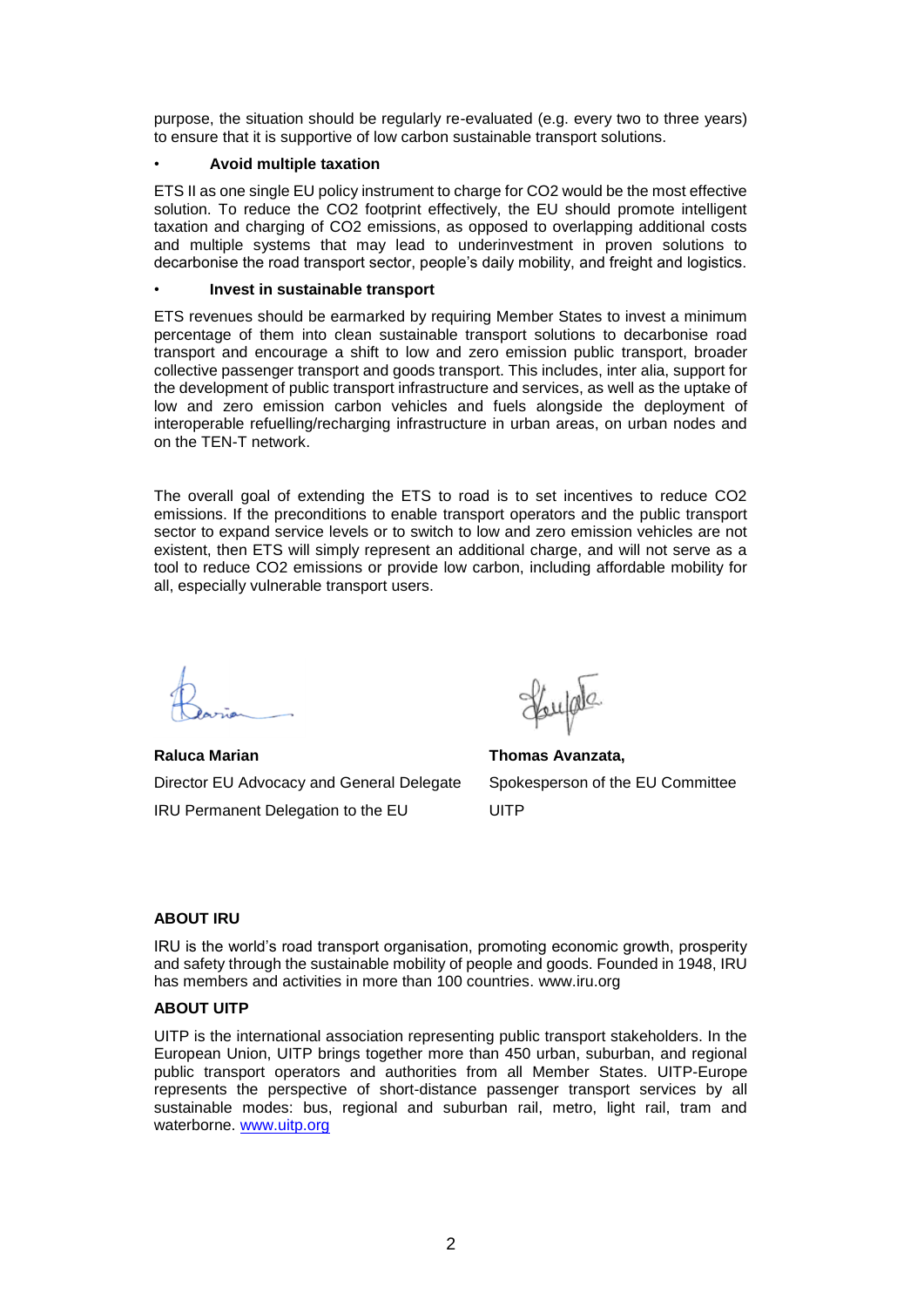purpose, the situation should be regularly re-evaluated (e.g. every two to three years) to ensure that it is supportive of low carbon sustainable transport solutions.

- **Avoid multiple taxation**

ETS II as one single EU policy instrument to charge for CO2 would be the most effective solution. To reduce the CO2 footprint effectively, the EU should promote intelligent taxation and charging of CO2 emissions, as opposed to overlapping additional costs and multiple systems that may lead to underinvestment in proven solutions to decarbonise the road transport sector, people's daily mobility, and freight and logistics.

- **Invest in sustainable transport**

ETS revenues should be earmarked by requiring Member States to invest a minimum percentage of them into clean sustainable transport solutions to decarbonise road transport and encourage a shift to low and zero emission public transport, broader collective passenger transport and goods transport. This includes, inter alia, support for the development of public transport infrastructure and services, as well as the uptake of low and zero emission carbon vehicles and fuels alongside the deployment of interoperable refuelling/recharging infrastructure in urban areas, on urban nodes and on the TEN-T network.

The overall goal of extending the ETS to road is to set incentives to reduce CO2 emissions. If the preconditions to enable transport operators and the public transport sector to expand service levels or to switch to low and zero emission vehicles are not existent, then ETS will simply represent an additional charge, and will not serve as a tool to reduce CO2 emissions or provide low carbon, including affordable mobility for all, especially vulnerable transport users.

**Raluca Marian**
Director EU Advocacy and General Delegate
IRU Permanent Delegation to the EU

**Thomas Avanzata,**
Spokesperson of the EU Committee
UITP

**ABOUT IRU**

IRU is the world's road transport organisation, promoting economic growth, prosperity and safety through the sustainable mobility of people and goods. Founded in 1948, IRU has members and activities in more than 100 countries. www.iru.org

**ABOUT UITP**

UITP is the international association representing public transport stakeholders. In the European Union, UITP brings together more than 450 urban, suburban, and regional public transport operators and authorities from all Member States. UITP-Europe represents the perspective of short-distance passenger transport services by all sustainable modes: bus, regional and suburban rail, metro, light rail, tram and waterborne. [www.uitp.org](http://www.uitp.org)